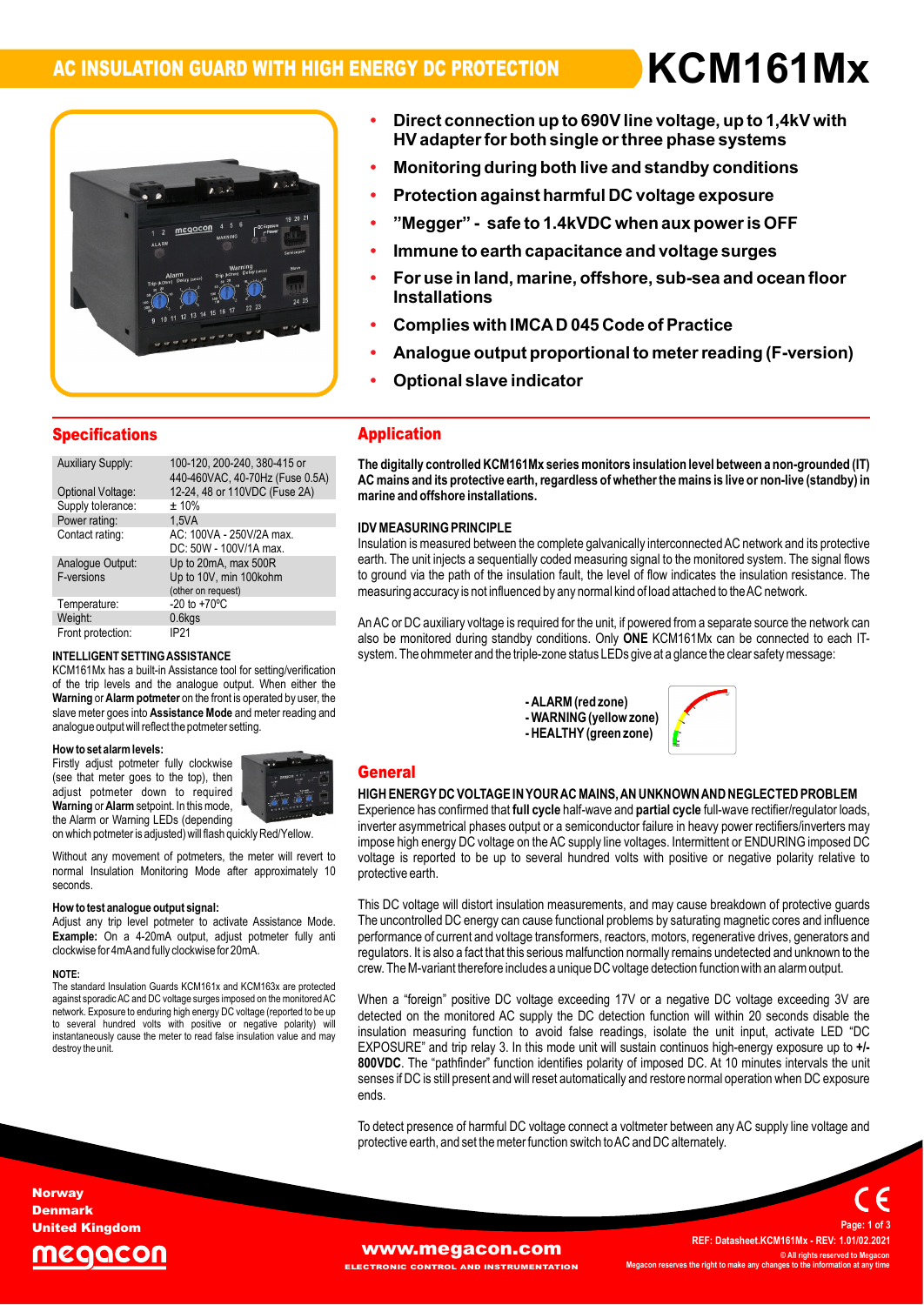# AC INSULATION GUARD WITH HIGH ENERGY DC PROTECTION

# KCM161Mx

- **Direct connection up to 690V line voltage, up to 1,4kV with HV adapter for both single or three phase systems**
- **Monitoring during both live and standby conditions**
- **Protection against harmful DC voltage exposure**
- **"Megger" - safe to 1.4kVDC when aux power is OFF**
- **Immune to earth capacitance and voltage surges**
- **For use in land, marine, offshore, sub-sea and ocean floor Installations**
- **Complies with IMCA D 045 Code of Practice**
- **Analogue output proportional to meter reading (F-version)**
- **Optional slave indicator**

## Specifications

| | |
|---|---|
| Auxiliary Supply: | 100-120, 200-240, 380-415 or 440-460VAC, 40-70Hz (Fuse 0.5A) |
| Optional Voltage: | 12-24, 48 or 110VDC (Fuse 2A) |
| Supply tolerance: | ± 10% |
| Power rating: | 1,5VA |
| Contact rating: | AC: 100VA - 250V/2A max. DC: 50W - 100V/1A max. |
| Analogue Output: F-versions | Up to 20mA, max 500R Up to 10V, min 100kohm (other on request) |
| Temperature: | -20 to +70ºC |
| Weight: | 0.6kgs |
| Front protection: | IP21 |

### INTELLIGENT SETTING ASSISTANCE

KCM161Mx has a built-in Assistance tool for setting/verification of the trip levels and the analogue output. When either the **Warning** or **Alarm potmeter** on the front is operated by user, the slave meter goes into **Assistance Mode** and meter reading and analogue output will reflect the potmeter setting.

**How to set alarm levels:**

Firstly adjust potmeter fully clockwise (see that meter goes to the top), then adjust potmeter down to required **Warning** or **Alarm** setpoint. In this mode, the Alarm or Warning LEDs (depending on which potmeter is adjusted) will flash quickly Red/Yellow.

Without any movement of potmeters, the meter will revert to normal Insulation Monitoring Mode after approximately 10 seconds.

**How to test analogue output signal:**

Adjust any trip level potmeter to activate Assistance Mode. **Example:** On a 4-20mA output, adjust potmeter fully anti clockwise for 4mA and fully clockwise for 20mA.

**NOTE:**

The standard Insulation Guards KCM161x and KCM163x are protected against sporadic AC and DC voltage surges imposed on the monitored AC network. Exposure to enduring high energy DC voltage (reported to be up to several hundred volts with positive or negative polarity) will instantaneously cause the meter to read false insulation value and may destroy the unit.

## Application

**The digitally controlled KCM161Mx series monitors insulation level between a non-grounded (IT) AC mains and its protective earth, regardless of whether the mains is live or non-live (standby) in marine and offshore installations.**

### IDV MEASURING PRINCIPLE

Insulation is measured between the complete galvanically interconnected AC network and its protective earth. The unit injects a sequentially coded measuring signal to the monitored system. The signal flows to ground via the path of the insulation fault, the level of flow indicates the insulation resistance. The measuring accuracy is not influenced by any normal kind of load attached to the AC network.

An AC or DC auxiliary voltage is required for the unit, if powered from a separate source the network can also be monitored during standby conditions. Only **ONE** KCM161Mx can be connected to each IT-system. The ohmmeter and the triple-zone status LEDs give at a glance the clear safety message:

- **ALARM (red zone)**
- **WARNING (yellow zone)**
- **HEALTHY (green zone)**

## General

### HIGH ENERGY DC VOLTAGE IN YOUR AC MAINS, AN UNKNOWN AND NEGLECTED PROBLEM

Experience has confirmed that **full cycle** half-wave and **partial cycle** full-wave rectifier/regulator loads, inverter asymmetrical phases output or a semiconductor failure in heavy power rectifiers/inverters may impose high energy DC voltage on the AC supply line voltages. Intermittent or ENDURING imposed DC voltage is reported to be up to several hundred volts with positive or negative polarity relative to protective earth.

This DC voltage will distort insulation measurements, and may cause breakdown of protective guards The uncontrolled DC energy can cause functional problems by saturating magnetic cores and influence performance of current and voltage transformers, reactors, motors, regenerative drives, generators and regulators. It is also a fact that this serious malfunction normally remains undetected and unknown to the crew. The M-variant therefore includes a unique DC voltage detection function with an alarm output.

When a "foreign" positive DC voltage exceeding 17V or a negative DC voltage exceeding 3V are detected on the monitored AC supply the DC detection function will within 20 seconds disable the insulation measuring function to avoid false readings, isolate the unit input, activate LED "DC EXPOSURE" and trip relay 3. In this mode unit will sustain continuos high-energy exposure up to **+/- 800VDC**. The "pathfinder" function identifies polarity of imposed DC. At 10 minutes intervals the unit senses if DC is still present and will reset automatically and restore normal operation when DC exposure ends.

To detect presence of harmful DC voltage connect a voltmeter between any AC supply line voltage and protective earth, and set the meter function switch to AC and DC alternately.

Norway
Denmark
United Kingdom
megacon

www.megacon.com
ELECTRONIC CONTROL AND INSTRUMENTATION

REF: Datasheet.KCM161Mx - REV: 1.01/02.2021
© All rights reserved to Megacon
Megacon reserves the right to make any changes to the information at any time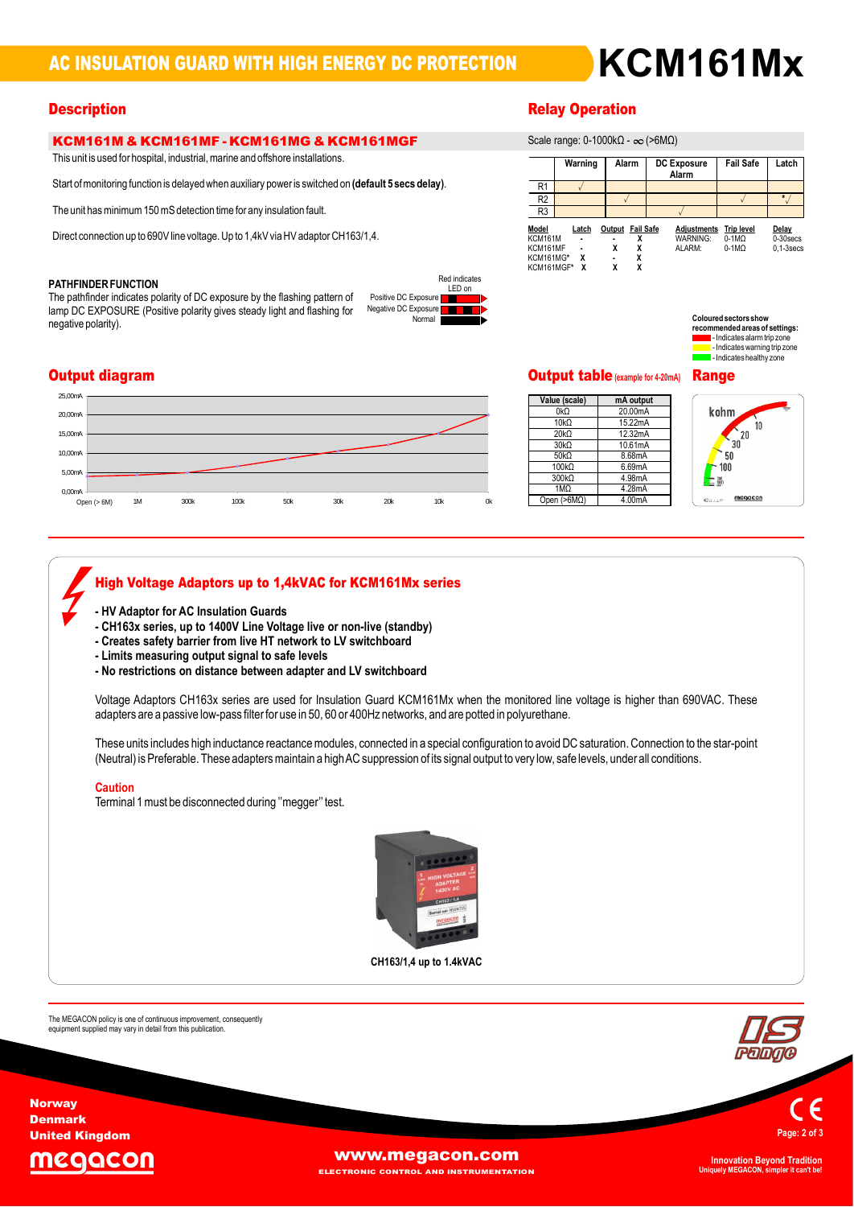# AC INSULATION GUARD WITH HIGH ENERGY DC PROTECTION

# KCM161Mx

## Description

### KCM161M & KCM161MF - KCM161MG & KCM161MGF

This unit is used for hospital, industrial, marine and offshore installations.

Start of monitoring function is delayed when auxiliary power is switched on **(default 5 secs delay)**.

The unit has minimum 150 mS detection time for any insulation fault.

Direct connection up to 690V line voltage. Up to 1,4kV via HV adaptor CH163/1,4.

**PATHFINDER FUNCTION**

The pathfinder indicates polarity of DC exposure by the flashing pattern of lamp DC EXPOSURE (Positive polarity gives steady light and flashing for negative polarity).

Red indicates LED on

Positive DC Exposure

Negative DC Exposure

Normal

## Relay Operation

Scale range: 0-1000kΩ - ∞ (>6MΩ)

| | Warning | Alarm | DC Exposure Alarm | Fail Safe | Latch |
|---|---|---|---|---|---|
| R1 | √ | | | | |
| R2 | | √ | | √ | * √ |
| R3 | | | √ | | |

| Model | Latch | Output | Fail Safe |
|---|---|---|---|
| KCM161M | - | - | X |
| KCM161MF | - | X | X |
| KCM161MG* | X | - | X |
| KCM161MGF* | X | X | X |

| Adjustments | Trip level | Delay |
|---|---|---|
| WARNING: | 0-1MΩ | 0-30secs |
| ALARM: | 0-1MΩ | 0,1-3secs |

**Coloured sectors show recommended areas of settings:**
- Indicates alarm trip zone
- Indicates warning trip zone
- Indicates healthy zone

## Output diagram

25,00mA, 20,00mA, 15,00mA, 10,00mA, 5,00mA, 0,00mA

Open (> 6M) 1M 300k 100k 50k 30k 20k 10k 0k

## Output table (example for 4-20mA)

| Value (scale) | mA output |
|---|---|
| 0kΩ | 20.00mA |
| 10kΩ | 15.22mA |
| 20kΩ | 12.32mA |
| 30kΩ | 10.61mA |
| 50kΩ | 8.68mA |
| 100kΩ | 6.69mA |
| 300kΩ | 4.98mA |
| 1MΩ | 4.28mA |
| Open (>6MΩ) | 4.00mA |

## Range

kohm 10 20 30 50 100

## High Voltage Adaptors up to 1,4kVAC for KCM161Mx series

- **HV Adaptor for AC Insulation Guards**
- **CH163x series, up to 1400V Line Voltage live or non-live (standby)**
- **Creates safety barrier from live HT network to LV switchboard**
- **Limits measuring output signal to safe levels**
- **No restrictions on distance between adapter and LV switchboard**

Voltage Adaptors CH163x series are used for Insulation Guard KCM161Mx when the monitored line voltage is higher than 690VAC. These adapters are a passive low-pass filter for use in 50, 60 or 400Hz networks, and are potted in polyurethane.

These units includes high inductance reactance modules, connected in a special configuration to avoid DC saturation. Connection to the star-point (Neutral) is Preferable. These adapters maintain a high AC suppression of its signal output to very low, safe levels, under all conditions.

### Caution

Terminal 1 must be disconnected during "megger" test.

**CH163/1,4 up to 1.4kVAC**

The MEGACON policy is one of continuous improvement, consequently equipment supplied may vary in detail from this publication.

Norway
Denmark
United Kingdom

www.megacon.com
ELECTRONIC CONTROL AND INSTRUMENTATION

Innovation Beyond Tradition
Uniquely MEGACON, simpler it can't be!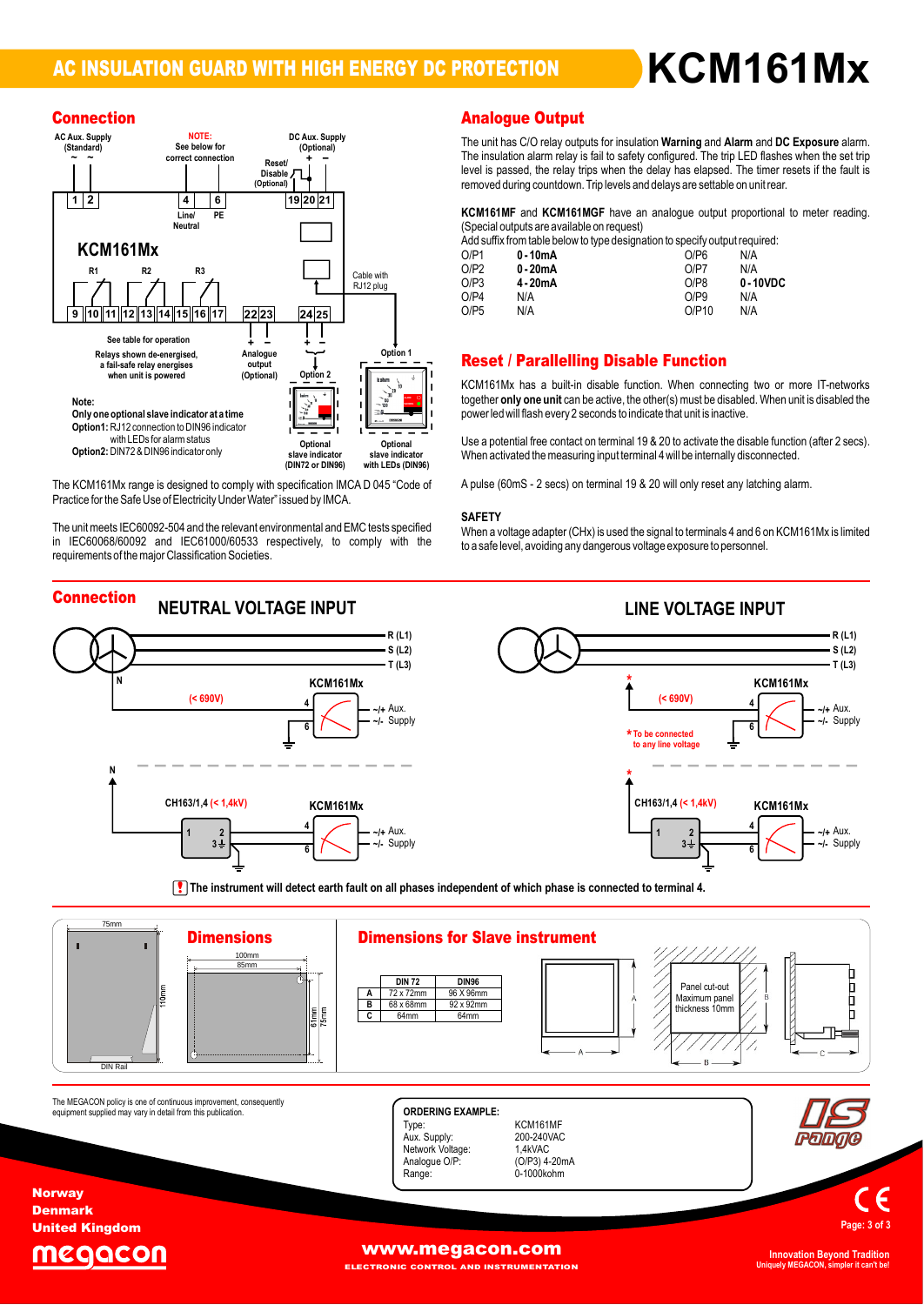# AC INSULATION GUARD WITH HIGH ENERGY DC PROTECTION

# KCM161Mx

## Connection

AC Aux. Supply (Standard) ~ ~

NOTE: See below for correct connection

DC Aux. Supply (Optional) + –

Reset/ Disable (Optional)

1 2 4 6 19 20 21

Line/ Neutral PE

KCM161Mx

R1 R2 R3

9 10 11 12 13 14 15 16 17 22 23 24 25

Cable with RJ12 plug

See table for operation

Relays shown de-energised, a fail-safe relay energises when unit is powered

Analogue output (Optional)

Option 1

Option 2

Optional slave indicator (DIN72 or DIN96)

Optional slave indicator with LEDs (DIN96)

**Note:**
**Only one optional slave indicator at a time**
**Option1:** RJ12 connection to DIN96 indicator with LEDs for alarm status
**Option2:** DIN72 & DIN96 indicator only

The KCM161Mx range is designed to comply with specification IMCA D 045 "Code of Practice for the Safe Use of Electricity Under Water" issued by IMCA.

The unit meets IEC60092-504 and the relevant environmental and EMC tests specified in IEC60068/60092 and IEC61000/60533 respectively, to comply with the requirements of the major Classification Societies.

## Analogue Output

The unit has C/O relay outputs for insulation **Warning** and **Alarm** and **DC Exposure** alarm. The insulation alarm relay is fail to safety configured. The trip LED flashes when the set trip level is passed, the relay trips when the delay has elapsed. The timer resets if the fault is removed during countdown. Trip levels and delays are settable on unit rear.

**KCM161MF** and **KCM161MGF** have an analogue output proportional to meter reading. (Special outputs are available on request)
Add suffix from table below to type designation to specify output required:

| | | | |
|---|---|---|---|
| O/P1 | **0 - 10mA** | O/P6 | N/A |
| O/P2 | **0 - 20mA** | O/P7 | N/A |
| O/P3 | **4 - 20mA** | O/P8 | **0 - 10VDC** |
| O/P4 | N/A | O/P9 | N/A |
| O/P5 | N/A | O/P10 | N/A |

## Reset / Parallelling Disable Function

KCM161Mx has a built-in disable function. When connecting two or more IT-networks together **only one unit** can be active, the other(s) must be disabled. When unit is disabled the power led will flash every 2 seconds to indicate that unit is inactive.

Use a potential free contact on terminal 19 & 20 to activate the disable function (after 2 secs). When activated the measuring input terminal 4 will be internally disconnected.

A pulse (60mS - 2 secs) on terminal 19 & 20 will only reset any latching alarm.

**SAFETY**

When a voltage adapter (CHx) is used the signal to terminals 4 and 6 on KCM161Mx is limited to a safe level, avoiding any dangerous voltage exposure to personnel.

## Connection

### NEUTRAL VOLTAGE INPUT

R (L1) S (L2) T (L3)

N

(< 690V)

KCM161Mx

4 6

~/+ Aux. ~/- Supply

N

CH163/1,4 (< 1,4kV)

KCM161Mx

1 2 3

4 6

~/+ Aux. ~/- Supply

### LINE VOLTAGE INPUT

R (L1) S (L2) T (L3)

\*

(< 690V)

KCM161Mx

4 6

~/+ Aux. ~/- Supply

\*To be connected to any line voltage

\*

CH163/1,4 (< 1,4kV)

KCM161Mx

1 2 3

4 6

~/+ Aux. ~/- Supply

**The instrument will detect earth fault on all phases independent of which phase is connected to terminal 4.**

## Dimensions

75mm

110mm

DIN Rail

100mm

85mm

61mm

75mm

## Dimensions for Slave instrument

| | DIN 72 | DIN96 |
|---|---|---|
| A | 72 x 72mm | 96 X 96mm |
| B | 68 x 68mm | 92 x 92mm |
| C | 64mm | 64mm |

Panel cut-out
Maximum panel thickness 10mm

A B C

The MEGACON policy is one of continuous improvement, consequently equipment supplied may vary in detail from this publication.

**ORDERING EXAMPLE:**

| | |
|---|---|
| Type: | KCM161MF |
| Aux. Supply: | 200-240VAC |
| Network Voltage: | 1,4kVAC |
| Analogue O/P: | (O/P3) 4-20mA |
| Range: | 0-1000kohm |

IS range

Norway
Denmark
United Kingdom

megacon

www.megacon.com
ELECTRONIC CONTROL AND INSTRUMENTATION

Innovation Beyond Tradition
Uniquely MEGACON, simpler it can't be!